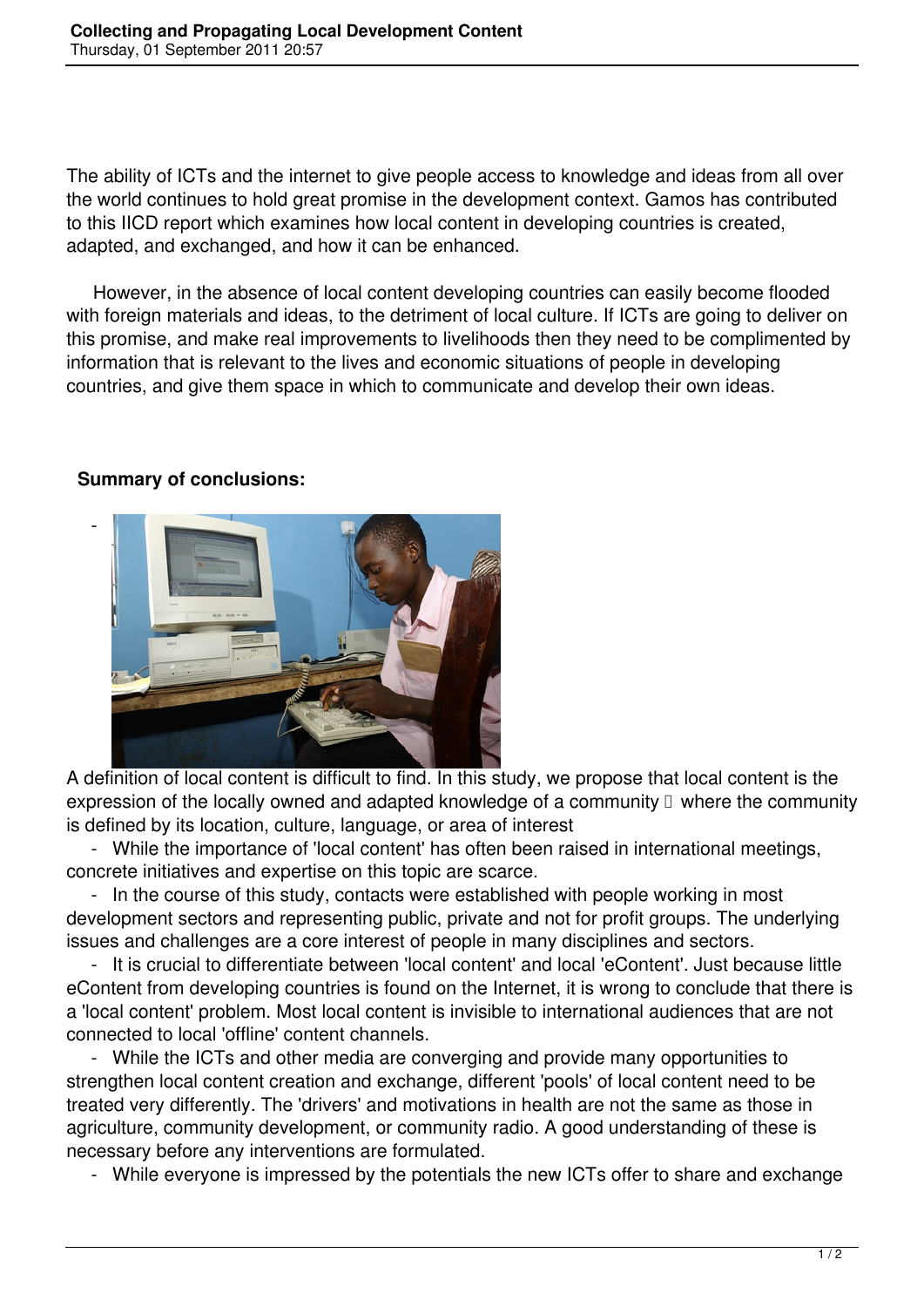The ability of ICTs and the internet to give people access to knowledge and ideas from all over the world continues to hold great promise in the development context. Gamos has contributed to this IICD report which examines how local content in developing countries is created, adapted, and exchanged, and how it can be enhanced.

However, in the absence of local content developing countries can easily become flooded with foreign materials and ideas, to the detriment of local culture. If ICTs are going to deliver on this promise, and make real improvements to livelihoods then they need to be complimented by information that is relevant to the lives and economic situations of people in developing countries, and give them space in which to communicate and develop their own ideas.

**Summary of conclusions:**

- A definition of local content is difficult to find. In this study, we propose that local content is the expression of the locally owned and adapted knowledge of a community  where the community is defined by its location, culture, language, or area of interest
- While the importance of 'local content' has often been raised in international meetings, concrete initiatives and expertise on this topic are scarce.
- In the course of this study, contacts were established with people working in most development sectors and representing public, private and not for profit groups. The underlying issues and challenges are a core interest of people in many disciplines and sectors.
- It is crucial to differentiate between 'local content' and local 'eContent'. Just because little eContent from developing countries is found on the Internet, it is wrong to conclude that there is a 'local content' problem. Most local content is invisible to international audiences that are not connected to local 'offline' content channels.
- While the ICTs and other media are converging and provide many opportunities to strengthen local content creation and exchange, different 'pools' of local content need to be treated very differently. The 'drivers' and motivations in health are not the same as those in agriculture, community development, or community radio. A good understanding of these is necessary before any interventions are formulated.
- While everyone is impressed by the potentials the new ICTs offer to share and exchange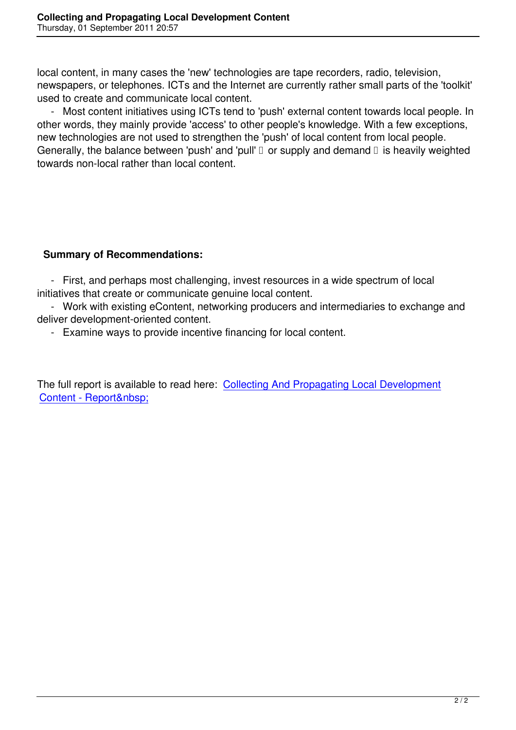local content, in many cases the 'new' technologies are tape recorders, radio, television, newspapers, or telephones. ICTs and the Internet are currently rather small parts of the 'toolkit' used to create and communicate local content.

- Most content initiatives using ICTs tend to 'push' external content towards local people. In other words, they mainly provide 'access' to other people's knowledge. With a few exceptions, new technologies are not used to strengthen the 'push' of local content from local people. Generally, the balance between 'push' and 'pull'  or supply and demand  is heavily weighted towards non-local rather than local content.

**Summary of Recommendations:**

- First, and perhaps most challenging, invest resources in a wide spectrum of local initiatives that create or communicate genuine local content.
- Work with existing eContent, networking producers and intermediaries to exchange and deliver development-oriented content.
- Examine ways to provide incentive financing for local content.

The full report is available to read here: Collecting And Propagating Local Development Content - Report&nbsp;